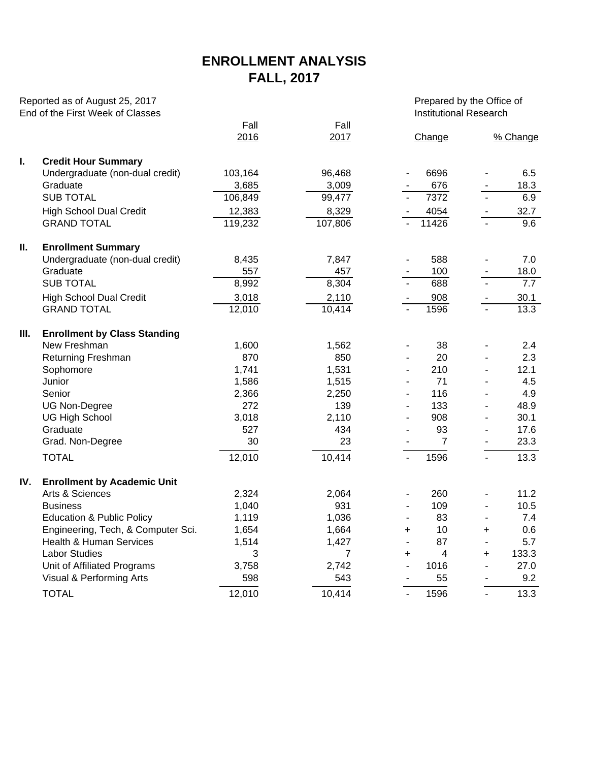# ENROLLMENT ANALYSIS
# FALL, 2017

Reported as of August 25, 2017
End of the First Week of Classes

Prepared by the Office of
Institutional Research

| | | Fall 2016 | Fall 2017 | Change | % Change |
|---|---|---|---|---|---|
| **I.** | **Credit Hour Summary** | | | | |
| | Undergraduate (non-dual credit) | 103,164 | 96,468 | - 6696 | - 6.5 |
| | Graduate | 3,685 | 3,009 | - 676 | - 18.3 |
| | SUB TOTAL | 106,849 | 99,477 | - 7372 | - 6.9 |
| | High School Dual Credit | 12,383 | 8,329 | - 4054 | - 32.7 |
| | GRAND TOTAL | 119,232 | 107,806 | - 11426 | - 9.6 |
| **II.** | **Enrollment Summary** | | | | |
| | Undergraduate (non-dual credit) | 8,435 | 7,847 | - 588 | - 7.0 |
| | Graduate | 557 | 457 | - 100 | - 18.0 |
| | SUB TOTAL | 8,992 | 8,304 | - 688 | - 7.7 |
| | High School Dual Credit | 3,018 | 2,110 | - 908 | - 30.1 |
| | GRAND TOTAL | 12,010 | 10,414 | - 1596 | - 13.3 |
| **III.** | **Enrollment by Class Standing** | | | | |
| | New Freshman | 1,600 | 1,562 | - 38 | - 2.4 |
| | Returning Freshman | 870 | 850 | - 20 | - 2.3 |
| | Sophomore | 1,741 | 1,531 | - 210 | - 12.1 |
| | Junior | 1,586 | 1,515 | - 71 | - 4.5 |
| | Senior | 2,366 | 2,250 | - 116 | - 4.9 |
| | UG Non-Degree | 272 | 139 | - 133 | - 48.9 |
| | UG High School | 3,018 | 2,110 | - 908 | - 30.1 |
| | Graduate | 527 | 434 | - 93 | - 17.6 |
| | Grad. Non-Degree | 30 | 23 | - 7 | - 23.3 |
| | TOTAL | 12,010 | 10,414 | - 1596 | - 13.3 |
| **IV.** | **Enrollment by Academic Unit** | | | | |
| | Arts & Sciences | 2,324 | 2,064 | - 260 | - 11.2 |
| | Business | 1,040 | 931 | - 109 | - 10.5 |
| | Education & Public Policy | 1,119 | 1,036 | - 83 | - 7.4 |
| | Engineering, Tech, & Computer Sci. | 1,654 | 1,664 | + 10 | + 0.6 |
| | Health & Human Services | 1,514 | 1,427 | - 87 | - 5.7 |
| | Labor Studies | 3 | 7 | + 4 | + 133.3 |
| | Unit of Affiliated Programs | 3,758 | 2,742 | - 1016 | - 27.0 |
| | Visual & Performing Arts | 598 | 543 | - 55 | - 9.2 |
| | TOTAL | 12,010 | 10,414 | - 1596 | - 13.3 |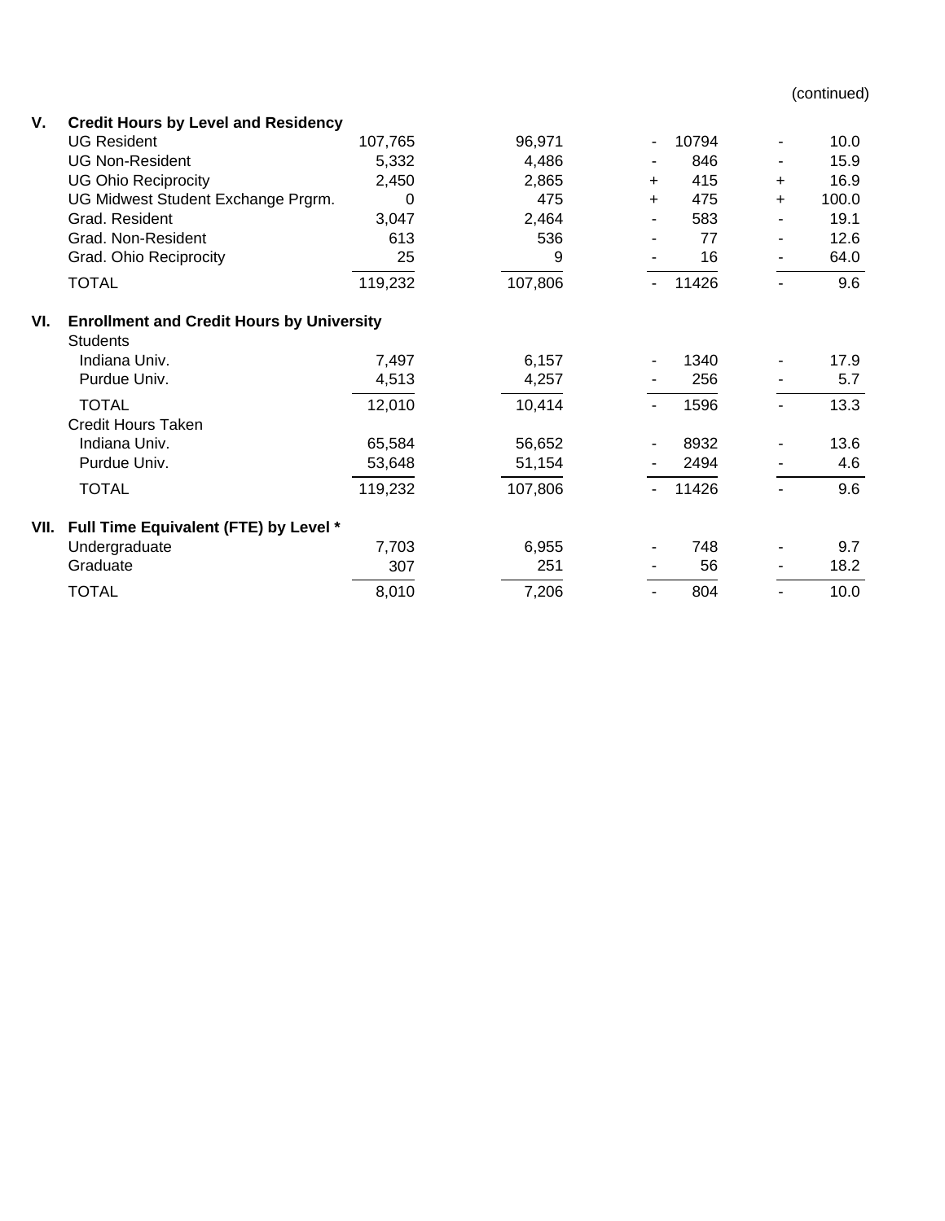(continued)

| | | | | | | |
|---|---|---|---|---|---|---|
| **V.** | **Credit Hours by Level and Residency** | | | | | |
| | UG Resident | 107,765 | 96,971 | - 10794 | - | 10.0 |
| | UG Non-Resident | 5,332 | 4,486 | - 846 | - | 15.9 |
| | UG Ohio Reciprocity | 2,450 | 2,865 | + 415 | + | 16.9 |
| | UG Midwest Student Exchange Prgrm. | 0 | 475 | + 475 | + | 100.0 |
| | Grad. Resident | 3,047 | 2,464 | - 583 | - | 19.1 |
| | Grad. Non-Resident | 613 | 536 | - 77 | - | 12.6 |
| | Grad. Ohio Reciprocity | 25 | 9 | - 16 | - | 64.0 |
| | TOTAL | 119,232 | 107,806 | - 11426 | - | 9.6 |
| **VI.** | **Enrollment and Credit Hours by University** | | | | | |
| | Students | | | | | |
| | Indiana Univ. | 7,497 | 6,157 | - 1340 | - | 17.9 |
| | Purdue Univ. | 4,513 | 4,257 | - 256 | - | 5.7 |
| | TOTAL | 12,010 | 10,414 | - 1596 | - | 13.3 |
| | Credit Hours Taken | | | | | |
| | Indiana Univ. | 65,584 | 56,652 | - 8932 | - | 13.6 |
| | Purdue Univ. | 53,648 | 51,154 | - 2494 | - | 4.6 |
| | TOTAL | 119,232 | 107,806 | - 11426 | - | 9.6 |
| **VII.** | **Full Time Equivalent (FTE) by Level *** | | | | | |
| | Undergraduate | 7,703 | 6,955 | - 748 | - | 9.7 |
| | Graduate | 307 | 251 | - 56 | - | 18.2 |
| | TOTAL | 8,010 | 7,206 | - 804 | - | 10.0 |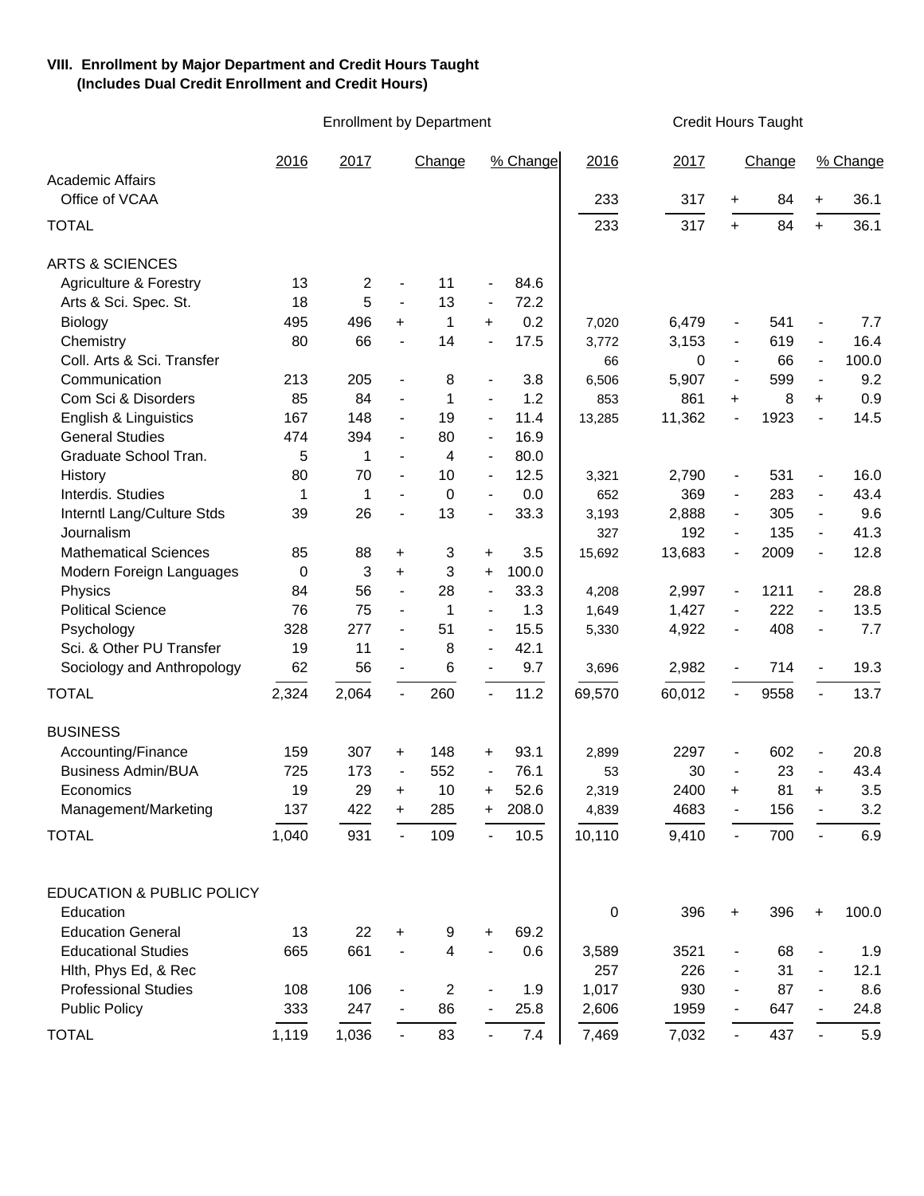**VIII. Enrollment by Major Department and Credit Hours Taught**
**(Includes Dual Credit Enrollment and Credit Hours)**

| | Enrollment by Department | | | | | | Credit Hours Taught | | | | | |
|---|---|---|---|---|---|---|---|---|---|---|---|---|
| | 2016 | 2017 | | Change | | % Change | 2016 | 2017 | | Change | | % Change |
| Academic Affairs | | | | | | | | | | | | |
| Office of VCAA | | | | | | | 233 | 317 | + | 84 | + | 36.1 |
| TOTAL | | | | | | | 233 | 317 | + | 84 | + | 36.1 |
| ARTS & SCIENCES | | | | | | | | | | | | |
| Agriculture & Forestry | 13 | 2 | - | 11 | - | 84.6 | | | | | | |
| Arts & Sci. Spec. St. | 18 | 5 | - | 13 | - | 72.2 | | | | | | |
| Biology | 495 | 496 | + | 1 | + | 0.2 | 7,020 | 6,479 | - | 541 | - | 7.7 |
| Chemistry | 80 | 66 | - | 14 | - | 17.5 | 3,772 | 3,153 | - | 619 | - | 16.4 |
| Coll. Arts & Sci. Transfer | | | | | | | 66 | 0 | - | 66 | - | 100.0 |
| Communication | 213 | 205 | - | 8 | - | 3.8 | 6,506 | 5,907 | - | 599 | - | 9.2 |
| Com Sci & Disorders | 85 | 84 | - | 1 | - | 1.2 | 853 | 861 | + | 8 | + | 0.9 |
| English & Linguistics | 167 | 148 | - | 19 | - | 11.4 | 13,285 | 11,362 | - | 1923 | - | 14.5 |
| General Studies | 474 | 394 | - | 80 | - | 16.9 | | | | | | |
| Graduate School Tran. | 5 | 1 | - | 4 | - | 80.0 | | | | | | |
| History | 80 | 70 | - | 10 | - | 12.5 | 3,321 | 2,790 | - | 531 | - | 16.0 |
| Interdis. Studies | 1 | 1 | - | 0 | - | 0.0 | 652 | 369 | - | 283 | - | 43.4 |
| Interntl Lang/Culture Stds | 39 | 26 | - | 13 | - | 33.3 | 3,193 | 2,888 | - | 305 | - | 9.6 |
| Journalism | | | | | | | 327 | 192 | - | 135 | - | 41.3 |
| Mathematical Sciences | 85 | 88 | + | 3 | + | 3.5 | 15,692 | 13,683 | - | 2009 | - | 12.8 |
| Modern Foreign Languages | 0 | 3 | + | 3 | + | 100.0 | | | | | | |
| Physics | 84 | 56 | - | 28 | - | 33.3 | 4,208 | 2,997 | - | 1211 | - | 28.8 |
| Political Science | 76 | 75 | - | 1 | - | 1.3 | 1,649 | 1,427 | - | 222 | - | 13.5 |
| Psychology | 328 | 277 | - | 51 | - | 15.5 | 5,330 | 4,922 | - | 408 | - | 7.7 |
| Sci. & Other PU Transfer | 19 | 11 | - | 8 | - | 42.1 | | | | | | |
| Sociology and Anthropology | 62 | 56 | - | 6 | - | 9.7 | 3,696 | 2,982 | - | 714 | - | 19.3 |
| TOTAL | 2,324 | 2,064 | - | 260 | - | 11.2 | 69,570 | 60,012 | - | 9558 | - | 13.7 |
| BUSINESS | | | | | | | | | | | | |
| Accounting/Finance | 159 | 307 | + | 148 | + | 93.1 | 2,899 | 2297 | - | 602 | - | 20.8 |
| Business Admin/BUA | 725 | 173 | - | 552 | - | 76.1 | 53 | 30 | - | 23 | - | 43.4 |
| Economics | 19 | 29 | + | 10 | + | 52.6 | 2,319 | 2400 | + | 81 | + | 3.5 |
| Management/Marketing | 137 | 422 | + | 285 | + | 208.0 | 4,839 | 4683 | - | 156 | - | 3.2 |
| TOTAL | 1,040 | 931 | - | 109 | - | 10.5 | 10,110 | 9,410 | - | 700 | - | 6.9 |
| EDUCATION & PUBLIC POLICY | | | | | | | | | | | | |
| Education | | | | | | | 0 | 396 | + | 396 | + | 100.0 |
| Education General | 13 | 22 | + | 9 | + | 69.2 | | | | | | |
| Educational Studies | 665 | 661 | - | 4 | - | 0.6 | 3,589 | 3521 | - | 68 | - | 1.9 |
| Hlth, Phys Ed, & Rec | | | | | | | 257 | 226 | - | 31 | - | 12.1 |
| Professional Studies | 108 | 106 | - | 2 | - | 1.9 | 1,017 | 930 | - | 87 | - | 8.6 |
| Public Policy | 333 | 247 | - | 86 | - | 25.8 | 2,606 | 1959 | - | 647 | - | 24.8 |
| TOTAL | 1,119 | 1,036 | - | 83 | - | 7.4 | 7,469 | 7,032 | - | 437 | - | 5.9 |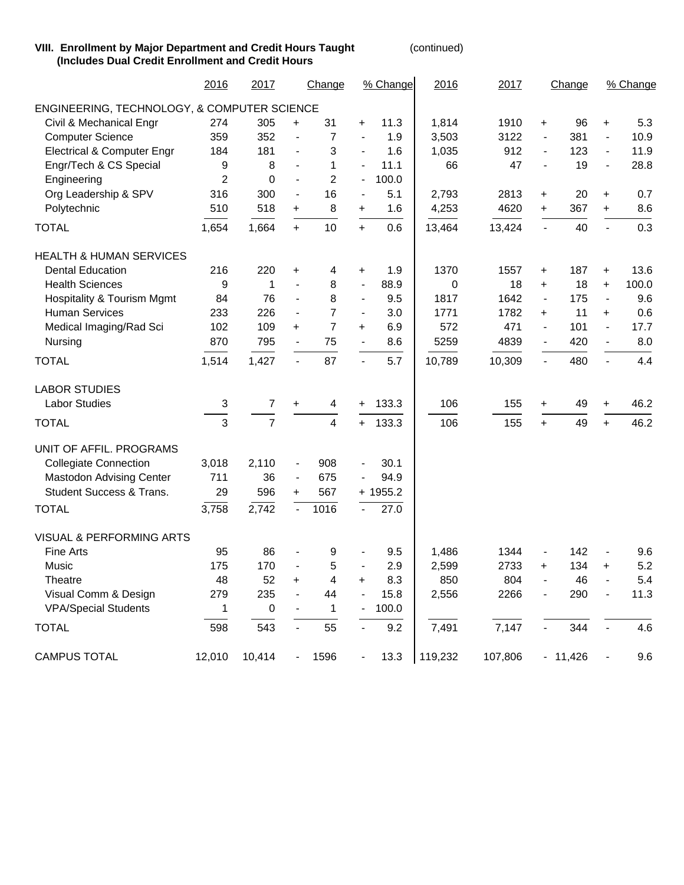**VIII. Enrollment by Major Department and Credit Hours Taught** (continued)
**(Includes Dual Credit Enrollment and Credit Hours)**

| | 2016 | 2017 | Change | % Change | 2016 | 2017 | Change | % Change |
|---|---|---|---|---|---|---|---|---|
| ENGINEERING, TECHNOLOGY, & COMPUTER SCIENCE | | | | | | | | |
| Civil & Mechanical Engr | 274 | 305 | + 31 | + 11.3 | 1,814 | 1910 | + 96 | + 5.3 |
| Computer Science | 359 | 352 | - 7 | - 1.9 | 3,503 | 3122 | - 381 | - 10.9 |
| Electrical & Computer Engr | 184 | 181 | - 3 | - 1.6 | 1,035 | 912 | - 123 | - 11.9 |
| Engr/Tech & CS Special | 9 | 8 | - 1 | - 11.1 | 66 | 47 | - 19 | - 28.8 |
| Engineering | 2 | 0 | - 2 | - 100.0 | | | | |
| Org Leadership & SPV | 316 | 300 | - 16 | - 5.1 | 2,793 | 2813 | + 20 | + 0.7 |
| Polytechnic | 510 | 518 | + 8 | + 1.6 | 4,253 | 4620 | + 367 | + 8.6 |
| TOTAL | 1,654 | 1,664 | + 10 | + 0.6 | 13,464 | 13,424 | - 40 | - 0.3 |
| HEALTH & HUMAN SERVICES | | | | | | | | |
| Dental Education | 216 | 220 | + 4 | + 1.9 | 1370 | 1557 | + 187 | + 13.6 |
| Health Sciences | 9 | 1 | - 8 | - 88.9 | 0 | 18 | + 18 | + 100.0 |
| Hospitality & Tourism Mgmt | 84 | 76 | - 8 | - 9.5 | 1817 | 1642 | - 175 | - 9.6 |
| Human Services | 233 | 226 | - 7 | - 3.0 | 1771 | 1782 | + 11 | + 0.6 |
| Medical Imaging/Rad Sci | 102 | 109 | + 7 | + 6.9 | 572 | 471 | - 101 | - 17.7 |
| Nursing | 870 | 795 | - 75 | - 8.6 | 5259 | 4839 | - 420 | - 8.0 |
| TOTAL | 1,514 | 1,427 | - 87 | - 5.7 | 10,789 | 10,309 | - 480 | - 4.4 |
| LABOR STUDIES | | | | | | | | |
| Labor Studies | 3 | 7 | + 4 | + 133.3 | 106 | 155 | + 49 | + 46.2 |
| TOTAL | 3 | 7 | 4 | + 133.3 | 106 | 155 | + 49 | + 46.2 |
| UNIT OF AFFIL. PROGRAMS | | | | | | | | |
| Collegiate Connection | 3,018 | 2,110 | - 908 | - 30.1 | | | | |
| Mastodon Advising Center | 711 | 36 | - 675 | - 94.9 | | | | |
| Student Success & Trans. | 29 | 596 | + 567 | + 1955.2 | | | | |
| TOTAL | 3,758 | 2,742 | - 1016 | - 27.0 | | | | |
| VISUAL & PERFORMING ARTS | | | | | | | | |
| Fine Arts | 95 | 86 | - 9 | - 9.5 | 1,486 | 1344 | - 142 | - 9.6 |
| Music | 175 | 170 | - 5 | - 2.9 | 2,599 | 2733 | + 134 | + 5.2 |
| Theatre | 48 | 52 | + 4 | + 8.3 | 850 | 804 | - 46 | - 5.4 |
| Visual Comm & Design | 279 | 235 | - 44 | - 15.8 | 2,556 | 2266 | - 290 | - 11.3 |
| VPA/Special Students | 1 | 0 | - 1 | - 100.0 | | | | |
| TOTAL | 598 | 543 | - 55 | - 9.2 | 7,491 | 7,147 | - 344 | - 4.6 |
| CAMPUS TOTAL | 12,010 | 10,414 | - 1596 | - 13.3 | 119,232 | 107,806 | - 11,426 | - 9.6 |